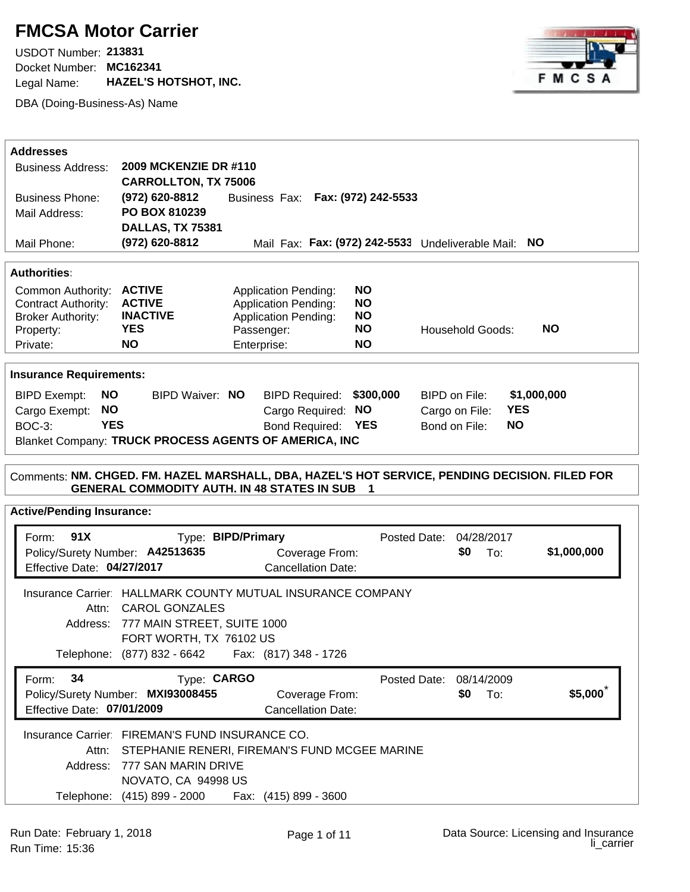# FMCSA Motor Carrier

USDOT Number: **213831**
Docket Number: **MC162341**
Legal Name: **HAZEL'S HOTSHOT, INC.**

DBA (Doing-Business-As) Name

## Addresses

| | |
|---|---|
| Business Address: | **2009 MCKENZIE DR #110**<br>**CARROLLTON, TX 75006** |
| Business Phone: | **(972) 620-8812** Business Fax: **Fax: (972) 242-5533** |
| Mail Address: | **PO BOX 810239**<br>**DALLAS, TX 75381** |
| Mail Phone: | **(972) 620-8812** Mail Fax: **Fax: (972) 242-5533** Undeliverable Mail: **NO** |

## Authorities:

| | | | | | |
|---|---|---|---|---|---|
| Common Authority: | **ACTIVE** | Application Pending: | **NO** | | |
| Contract Authority: | **ACTIVE** | Application Pending: | **NO** | | |
| Broker Authority: | **INACTIVE** | Application Pending: | **NO** | | |
| Property: | **YES** | Passenger: | **NO** | Household Goods: | **NO** |
| Private: | **NO** | Enterprise: | **NO** | | |

## Insurance Requirements:

| | | | | | | | |
|---|---|---|---|---|---|---|---|
| BIPD Exempt: | **NO** | BIPD Waiver: **NO** | BIPD Required: | **$300,000** | BIPD on File: | **$1,000,000** |
| Cargo Exempt: | **NO** | | Cargo Required: | **NO** | Cargo on File: | **YES** |
| BOC-3: | **YES** | | Bond Required: | **YES** | Bond on File: | **NO** |

Blanket Company: **TRUCK PROCESS AGENTS OF AMERICA, INC**

Comments: **NM. CHGED. FM. HAZEL MARSHALL, DBA, HAZEL'S HOT SERVICE, PENDING DECISION. FILED FOR GENERAL COMMODITY AUTH. IN 48 STATES IN SUB 1**

## Active/Pending Insurance:

Form: **91X** Type: **BIPD/Primary** Posted Date: 04/28/2017
Policy/Surety Number: **A42513635** Coverage From: **$0** To: **$1,000,000**
Effective Date: **04/27/2017** Cancellation Date:

Insurance Carrier: HALLMARK COUNTY MUTUAL INSURANCE COMPANY
Attn: CAROL GONZALES
Address: 777 MAIN STREET, SUITE 1000
FORT WORTH, TX 76102 US
Telephone: (877) 832 - 6642 Fax: (817) 348 - 1726

Form: **34** Type: **CARGO** Posted Date: 08/14/2009
Policy/Surety Number: **MXI93008455** Coverage From: **$0** To: **$5,000***
Effective Date: **07/01/2009** Cancellation Date:

Insurance Carrier: FIREMAN'S FUND INSURANCE CO.
Attn: STEPHANIE RENERI, FIREMAN'S FUND MCGEE MARINE
Address: 777 SAN MARIN DRIVE
NOVATO, CA 94998 US
Telephone: (415) 899 - 2000 Fax: (415) 899 - 3600

Run Date: February 1, 2018
Run Time: 15:36

Data Source: Licensing and Insurance
li_carrier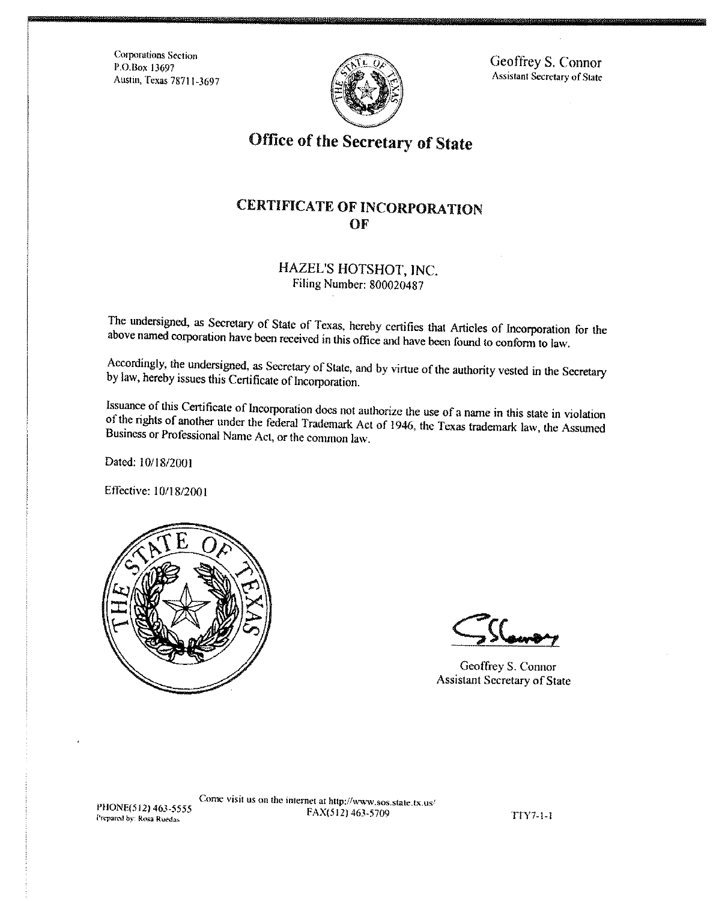Corporations Section
P.O.Box 13697
Austin, Texas 78711-3697

Geoffrey S. Connor
Assistant Secretary of State

# Office of the Secretary of State

## CERTIFICATE OF INCORPORATION OF

HAZEL'S HOTSHOT, INC.
Filing Number: 800020487

The undersigned, as Secretary of State of Texas, hereby certifies that Articles of Incorporation for the above named corporation have been received in this office and have been found to conform to law.

Accordingly, the undersigned, as Secretary of State, and by virtue of the authority vested in the Secretary by law, hereby issues this Certificate of Incorporation.

Issuance of this Certificate of Incorporation does not authorize the use of a name in this state in violation of the rights of another under the federal Trademark Act of 1946, the Texas trademark law, the Assumed Business or Professional Name Act, or the common law.

Dated: 10/18/2001

Effective: 10/18/2001

Geoffrey S. Connor
Assistant Secretary of State

PHONE(512) 463-5555
Prepared by: Rosa Ruedas

Come visit us on the internet at http://www.sos.state.tx.us/
FAX(512) 463-5709

TTY7-1-1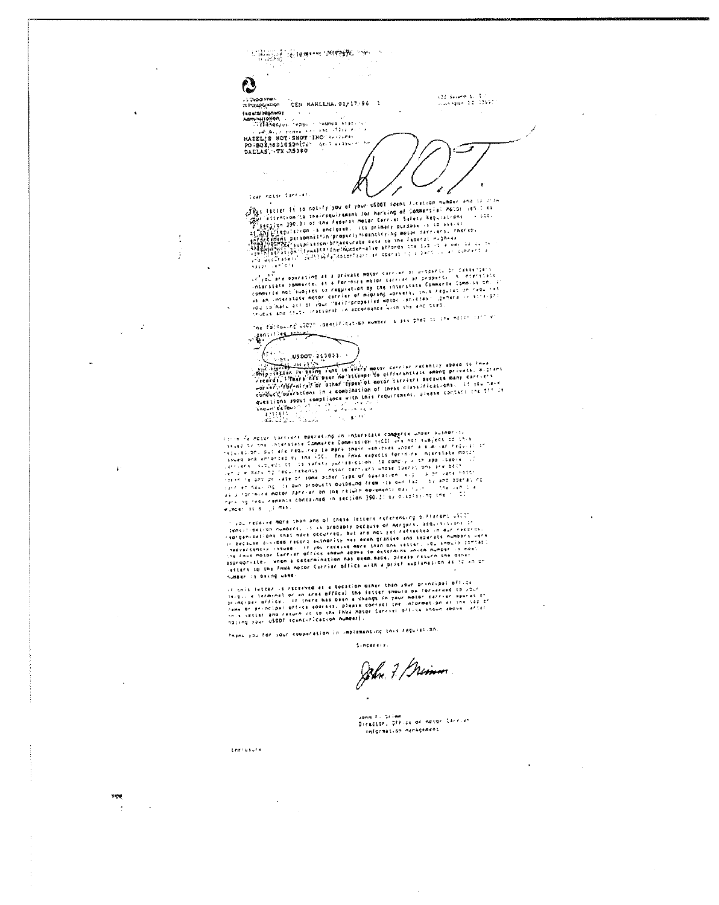U.S. Department of Transportation

Federal Highway Administration

CEN MARLLHA, 01/17/90

HAZEL'S HOT-SHOT INC

PO BOX 180103

DALLAS, TX 75380

D.O.T.

Dear Motor Carrier:

This letter is to notify you of your USDOT identification number and to draw your attention to the requirement for marking of Commercial Motor Vehicles in section 390.21 of the Federal Motor Carrier Safety Regulations. A copy of the regulation is enclosed. Its primary purpose is to assist enforcement personnel in properly identifying motor carriers, thereby ensuring accurate data to the Federal Highway Administration.

If you are operating as a private motor carrier of property or passengers in interstate commerce, as a for-hire motor carrier of property in interstate commerce not subject to regulation by the Interstate Commerce Commission, or as an interstate motor carrier of migrant workers, this regulation requires you to mark all of your self-propelled motor vehicles (generally straight trucks and truck tractors) in accordance with the enclosed regulation.

The following USDOT identification number is assigned to the motor carrier identified above:

USDOT 213831

This letter is being sent to every motor carrier recently added to FHWA records. There has been no attempt to differentiate among private, migrant worker, for-hire, or other types of motor carriers because many carriers conduct operations in a combination of these classifications. If you have questions about compliance with this requirement, please contact the office shown below.

For-hire motor carriers operating in interstate commerce under authority issued by the Interstate Commerce Commission (ICC) are not subject to this regulation, but are required to mark their vehicles under a similar regulation issued and enforced by the ICC. The FHWA expects for-hire interstate motor carriers subject to its safety jurisdiction to comply with applicable ICC vehicle marking requirements. Motor carriers whose operations are both for-hire and some other type of operation (e.g., a private motor carrier hauling its own products outbound from its own facility and operating as a for-hire motor carrier on the return movement) may fulfill the vehicle marking requirements contained in section 390.21 by displaying the ICC number at all times.

If you receive more than one of these letters referencing different USDOT identification numbers, it is probably because of mergers, acquisitions or reorganizations that have occurred, but are not yet reflected in our records, or because divided record authority has been granted and separate numbers were inadvertently issued. If you receive more than one letter, you should contact the FHWA Motor Carrier office shown above to determine which number is most appropriate. When a determination has been made, please return the other letters to the FHWA Motor Carrier office with a brief explanation as to which number is being used.

If this letter is received at a location other than your principal office (e.g., a terminal or an area office) the letter should be forwarded to your principal office. If there has been a change in your motor carrier operation name or principal office address, please correct the information at the top of this letter and return it to the FHWA Motor Carrier office shown above (after noting your USDOT identification number).

Thank you for your cooperation in implementing this regulation.

Sincerely,

John F. Grimm

John F. Grimm
Director, Office of Motor Carrier Information Management

Enclosure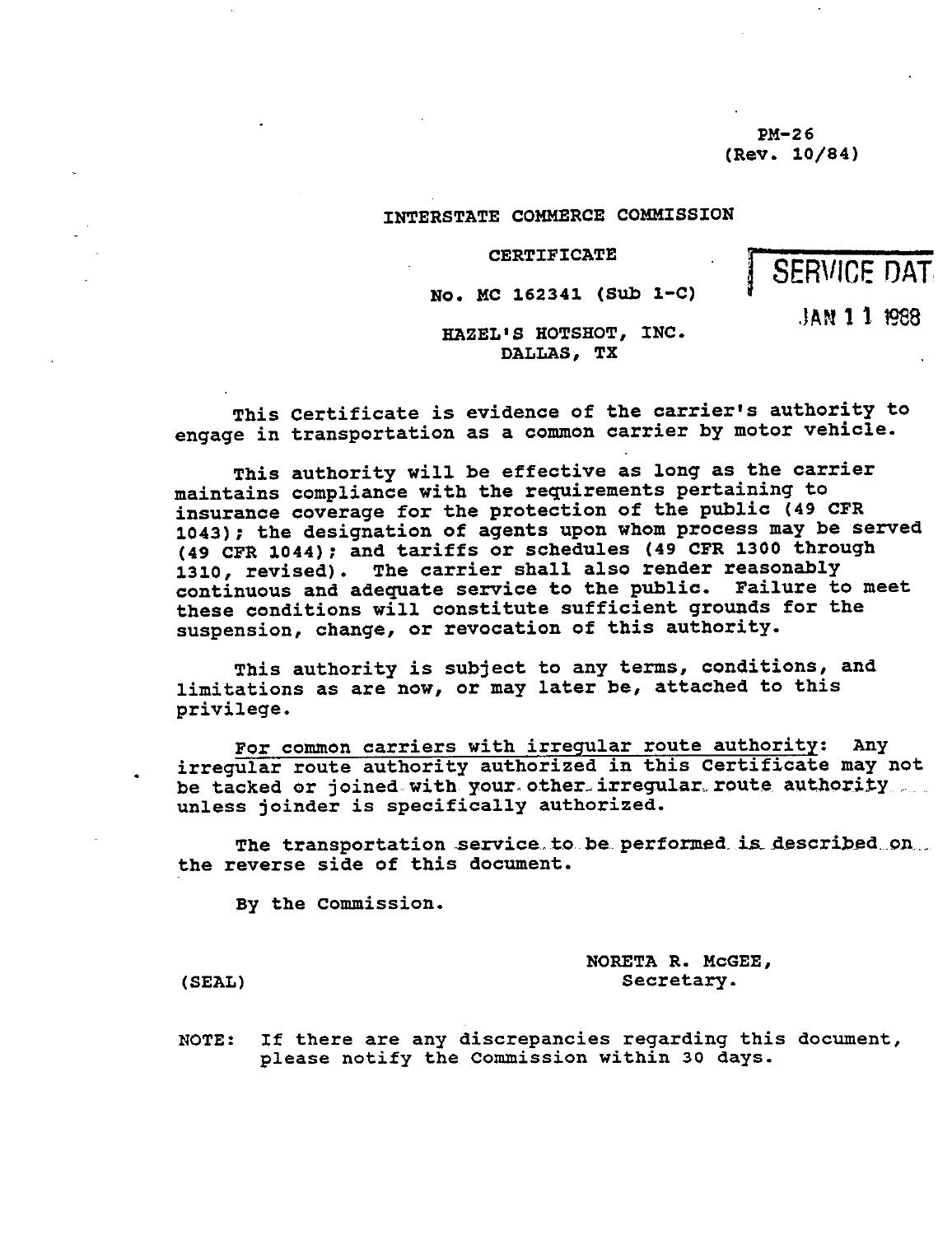PM-26
(Rev. 10/84)

INTERSTATE COMMERCE COMMISSION

CERTIFICATE

No. MC 162341 (Sub 1-C)

SERVICE DAT

JAN 11 1988

HAZEL'S HOTSHOT, INC.
DALLAS, TX

This Certificate is evidence of the carrier's authority to engage in transportation as a common carrier by motor vehicle.

This authority will be effective as long as the carrier maintains compliance with the requirements pertaining to insurance coverage for the protection of the public (49 CFR 1043); the designation of agents upon whom process may be served (49 CFR 1044); and tariffs or schedules (49 CFR 1300 through 1310, revised). The carrier shall also render reasonably continuous and adequate service to the public. Failure to meet these conditions will constitute sufficient grounds for the suspension, change, or revocation of this authority.

This authority is subject to any terms, conditions, and limitations as are now, or may later be, attached to this privilege.

For common carriers with irregular route authority: Any irregular route authority authorized in this Certificate may not be tacked or joined with your other irregular route authority unless joinder is specifically authorized.

The transportation service to be performed is described on the reverse side of this document.

By the Commission.

(SEAL)

NORETA R. McGEE,
Secretary.

NOTE: If there are any discrepancies regarding this document, please notify the Commission within 30 days.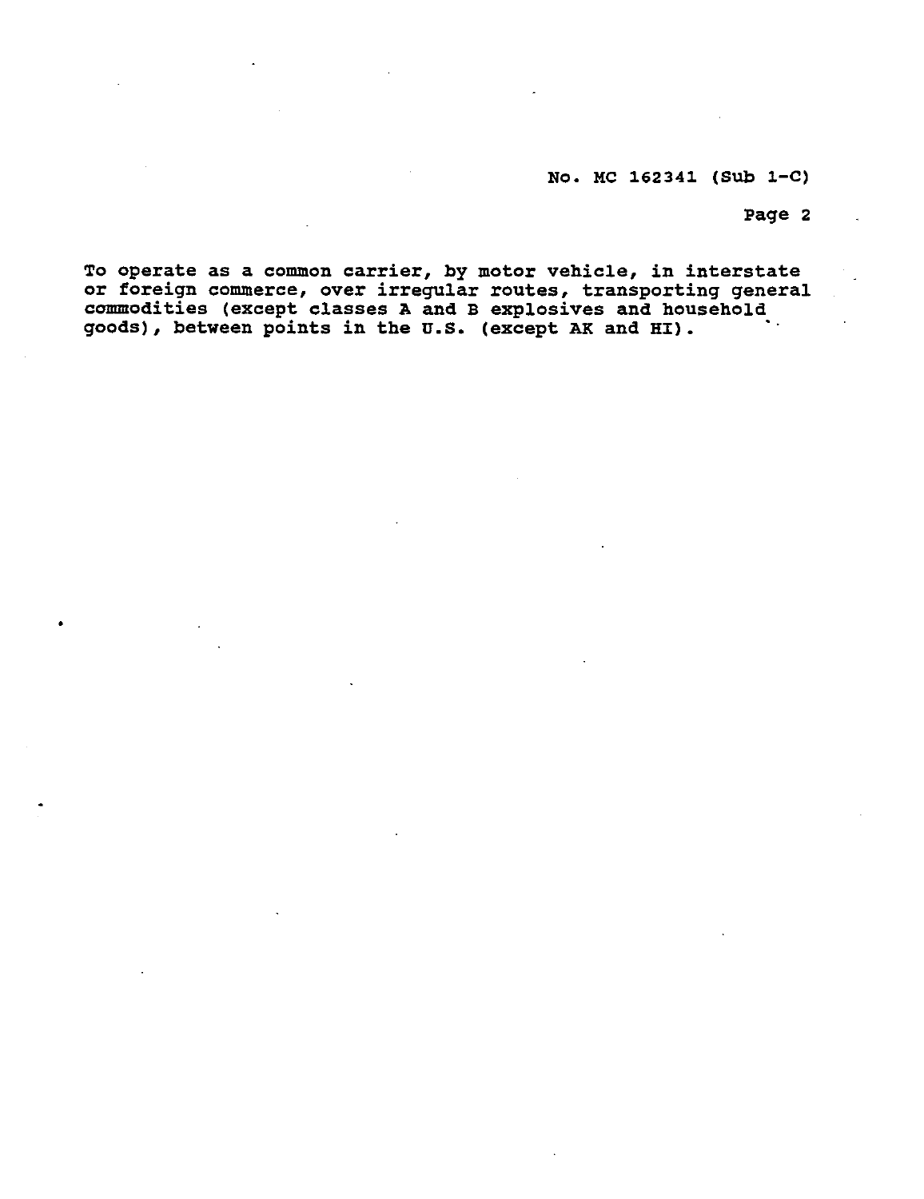No. MC 162341 (Sub 1-C)

To operate as a common carrier, by motor vehicle, in interstate or foreign commerce, over irregular routes, transporting general commodities (except classes A and B explosives and household goods), between points in the U.S. (except AK and HI).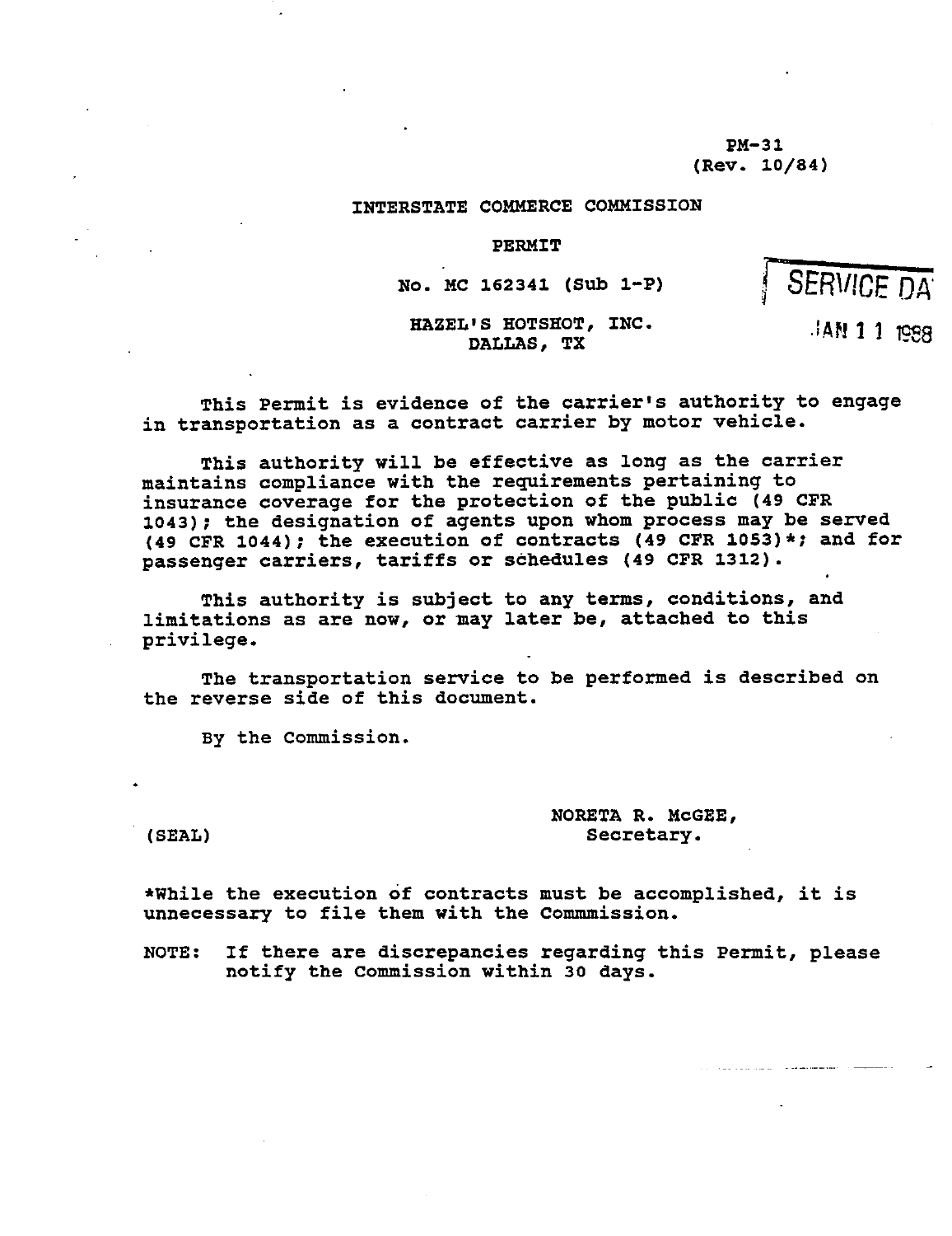PM-31
(Rev. 10/84)

INTERSTATE COMMERCE COMMISSION

PERMIT

No. MC 162341 (Sub 1-P)

SERVICE DA

JAN 11 1988

HAZEL'S HOTSHOT, INC.
DALLAS, TX

This Permit is evidence of the carrier's authority to engage in transportation as a contract carrier by motor vehicle.

This authority will be effective as long as the carrier maintains compliance with the requirements pertaining to insurance coverage for the protection of the public (49 CFR 1043); the designation of agents upon whom process may be served (49 CFR 1044); the execution of contracts (49 CFR 1053)*; and for passenger carriers, tariffs or schedules (49 CFR 1312).

This authority is subject to any terms, conditions, and limitations as are now, or may later be, attached to this privilege.

The transportation service to be performed is described on the reverse side of this document.

By the Commission.

(SEAL)

NORETA R. McGEE,
Secretary.

*While the execution of contracts must be accomplished, it is unnecessary to file them with the Commmission.

NOTE: If there are discrepancies regarding this Permit, please notify the Commission within 30 days.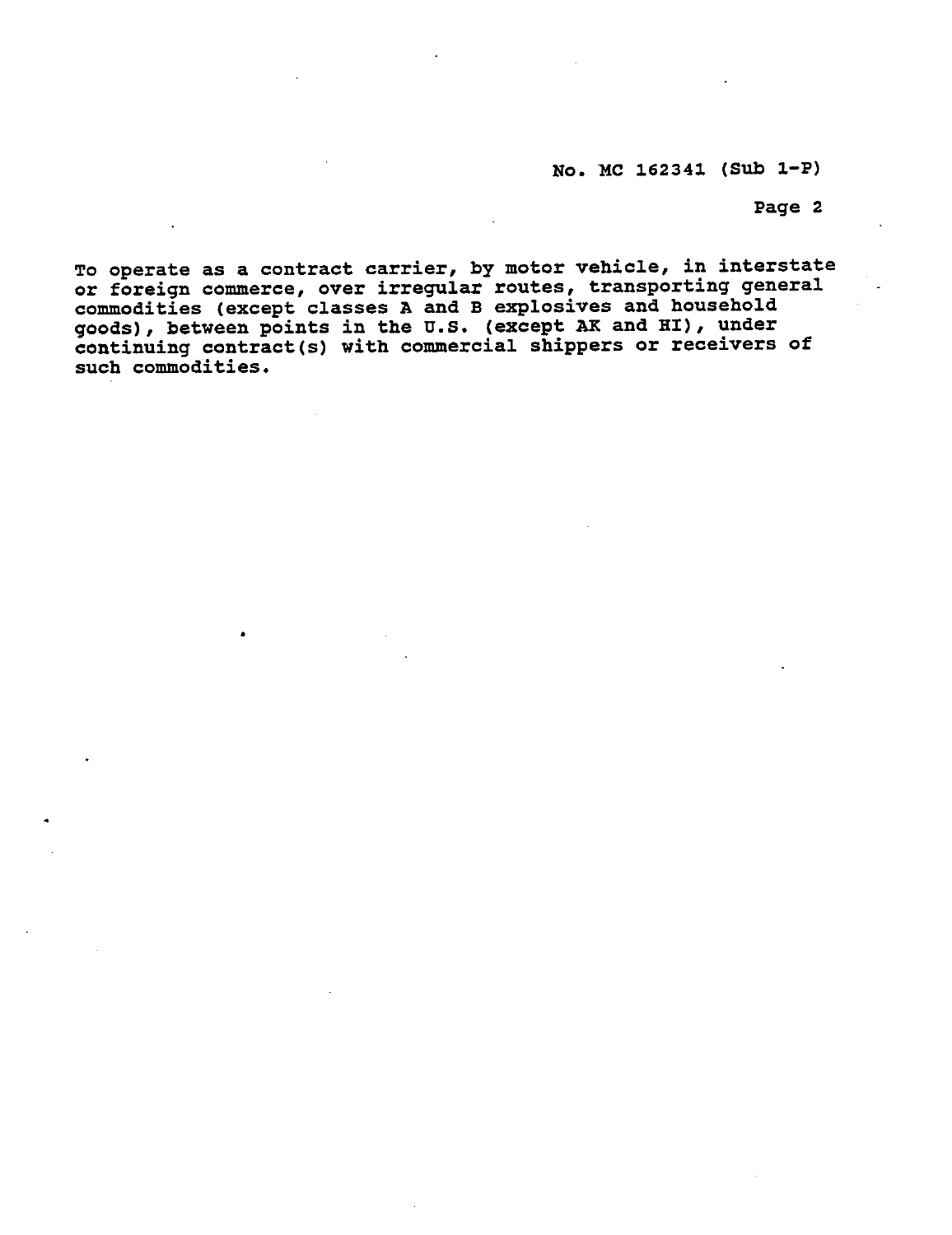No. MC 162341 (Sub 1-P)

To operate as a contract carrier, by motor vehicle, in interstate or foreign commerce, over irregular routes, transporting general commodities (except classes A and B explosives and household goods), between points in the U.S. (except AK and HI), under continuing contract(s) with commercial shippers or receivers of such commodities.